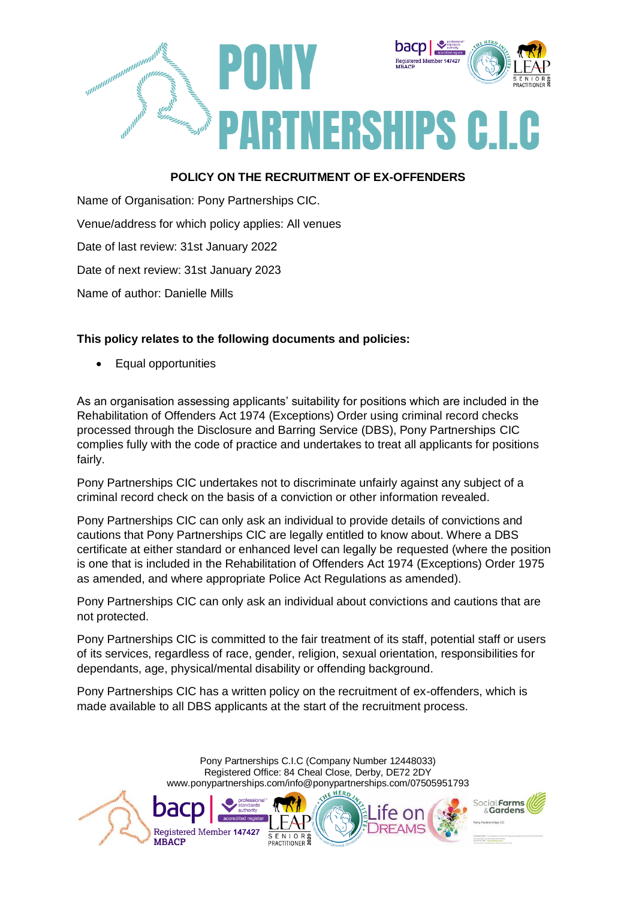# PONY PARTNERSHIPS C.I.C

## POLICY ON THE RECRUITMENT OF EX-OFFENDERS

Name of Organisation: Pony Partnerships CIC.

Venue/address for which policy applies: All venues

Date of last review: 31st January 2022

Date of next review: 31st January 2023

Name of author: Danielle Mills

**This policy relates to the following documents and policies:**

- Equal opportunities

As an organisation assessing applicants' suitability for positions which are included in the Rehabilitation of Offenders Act 1974 (Exceptions) Order using criminal record checks processed through the Disclosure and Barring Service (DBS), Pony Partnerships CIC complies fully with the code of practice and undertakes to treat all applicants for positions fairly.

Pony Partnerships CIC undertakes not to discriminate unfairly against any subject of a criminal record check on the basis of a conviction or other information revealed.

Pony Partnerships CIC can only ask an individual to provide details of convictions and cautions that Pony Partnerships CIC are legally entitled to know about. Where a DBS certificate at either standard or enhanced level can legally be requested (where the position is one that is included in the Rehabilitation of Offenders Act 1974 (Exceptions) Order 1975 as amended, and where appropriate Police Act Regulations as amended).

Pony Partnerships CIC can only ask an individual about convictions and cautions that are not protected.

Pony Partnerships CIC is committed to the fair treatment of its staff, potential staff or users of its services, regardless of race, gender, religion, sexual orientation, responsibilities for dependants, age, physical/mental disability or offending background.

Pony Partnerships CIC has a written policy on the recruitment of ex-offenders, which is made available to all DBS applicants at the start of the recruitment process.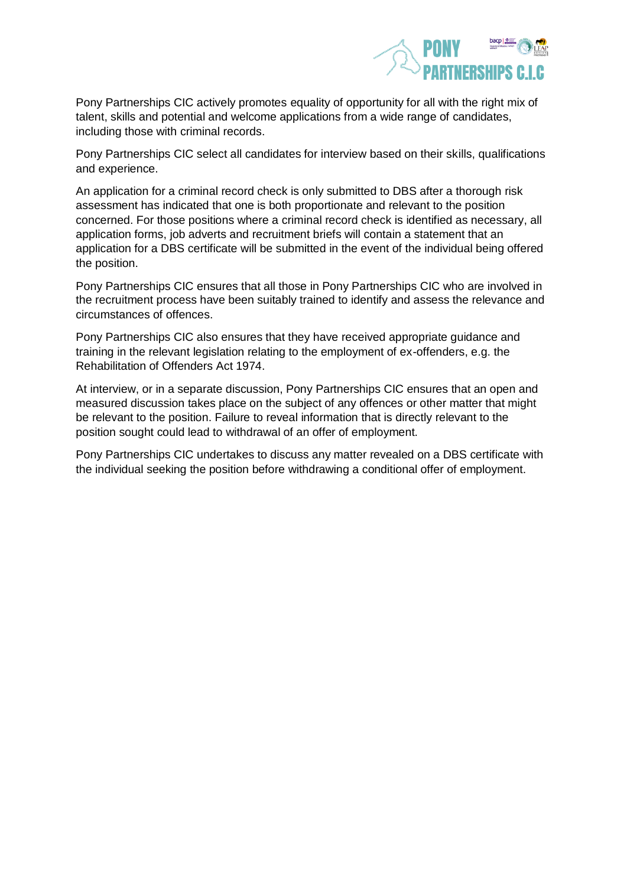Pony Partnerships CIC actively promotes equality of opportunity for all with the right mix of talent, skills and potential and welcome applications from a wide range of candidates, including those with criminal records.

Pony Partnerships CIC select all candidates for interview based on their skills, qualifications and experience.

An application for a criminal record check is only submitted to DBS after a thorough risk assessment has indicated that one is both proportionate and relevant to the position concerned. For those positions where a criminal record check is identified as necessary, all application forms, job adverts and recruitment briefs will contain a statement that an application for a DBS certificate will be submitted in the event of the individual being offered the position.

Pony Partnerships CIC ensures that all those in Pony Partnerships CIC who are involved in the recruitment process have been suitably trained to identify and assess the relevance and circumstances of offences.

Pony Partnerships CIC also ensures that they have received appropriate guidance and training in the relevant legislation relating to the employment of ex-offenders, e.g. the Rehabilitation of Offenders Act 1974.

At interview, or in a separate discussion, Pony Partnerships CIC ensures that an open and measured discussion takes place on the subject of any offences or other matter that might be relevant to the position. Failure to reveal information that is directly relevant to the position sought could lead to withdrawal of an offer of employment.

Pony Partnerships CIC undertakes to discuss any matter revealed on a DBS certificate with the individual seeking the position before withdrawing a conditional offer of employment.